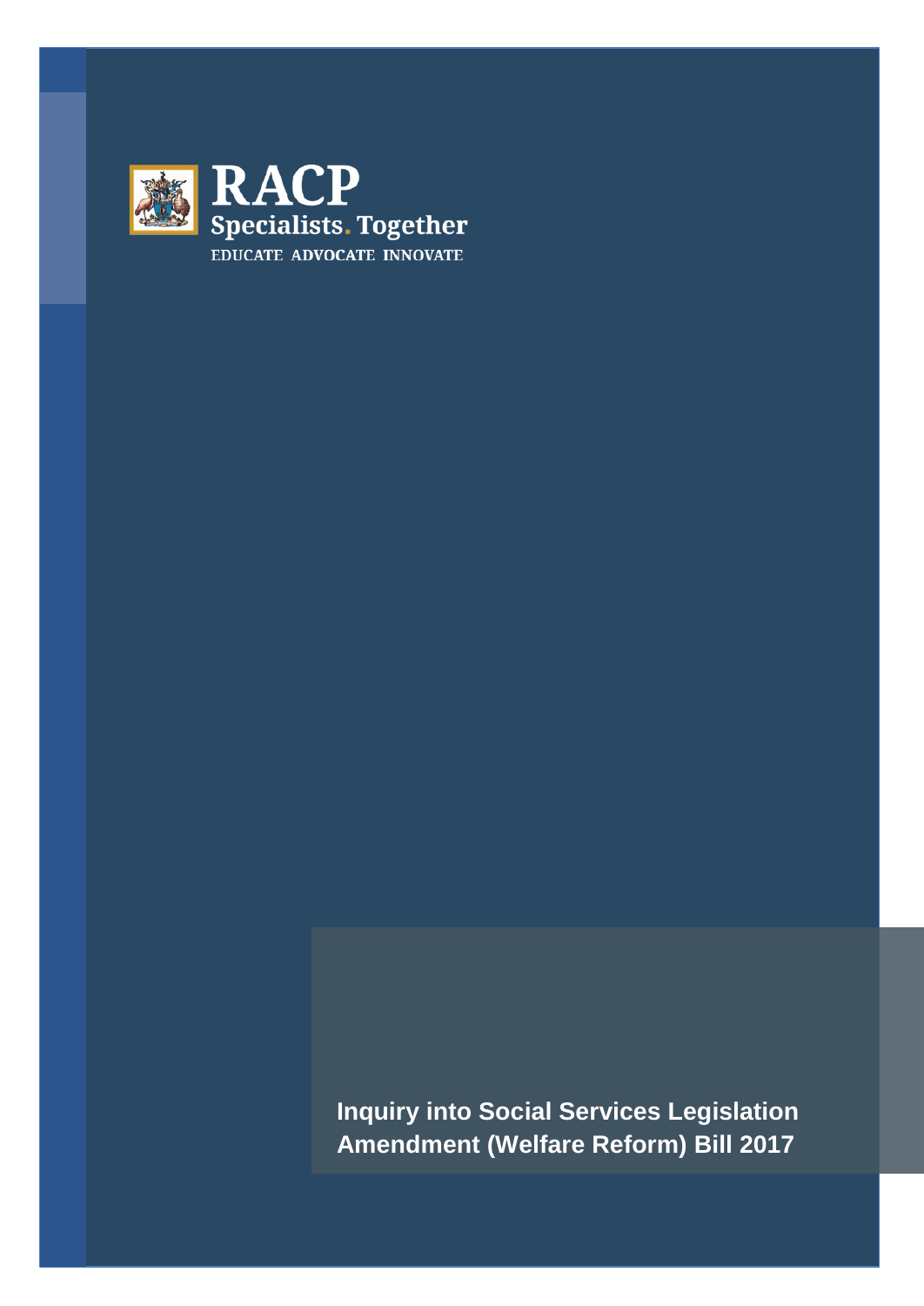RACP

Specialists. Together

EDUCATE ADVOCATE INNOVATE

# Inquiry into Social Services Legislation Amendment (Welfare Reform) Bill 2017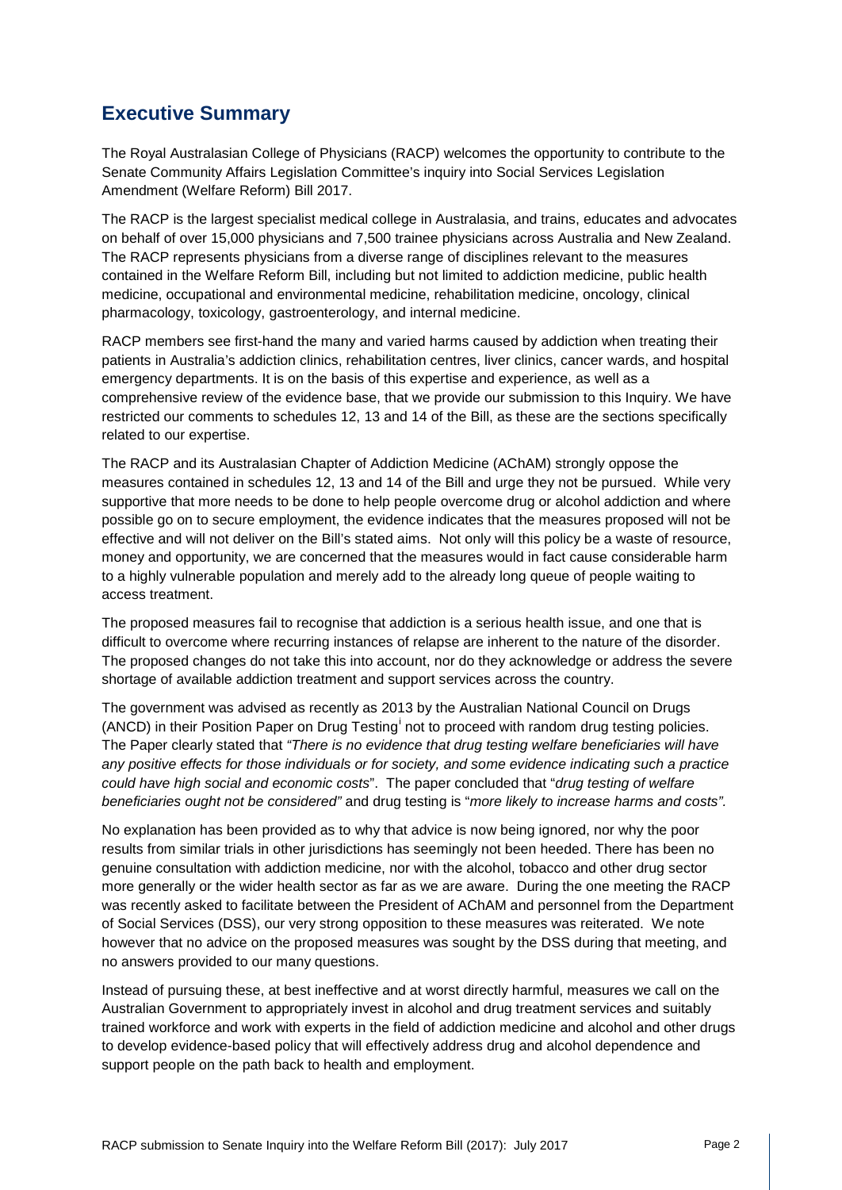## Executive Summary

The Royal Australasian College of Physicians (RACP) welcomes the opportunity to contribute to the Senate Community Affairs Legislation Committee's inquiry into Social Services Legislation Amendment (Welfare Reform) Bill 2017.

The RACP is the largest specialist medical college in Australasia, and trains, educates and advocates on behalf of over 15,000 physicians and 7,500 trainee physicians across Australia and New Zealand. The RACP represents physicians from a diverse range of disciplines relevant to the measures contained in the Welfare Reform Bill, including but not limited to addiction medicine, public health medicine, occupational and environmental medicine, rehabilitation medicine, oncology, clinical pharmacology, toxicology, gastroenterology, and internal medicine.

RACP members see first-hand the many and varied harms caused by addiction when treating their patients in Australia's addiction clinics, rehabilitation centres, liver clinics, cancer wards, and hospital emergency departments. It is on the basis of this expertise and experience, as well as a comprehensive review of the evidence base, that we provide our submission to this Inquiry. We have restricted our comments to schedules 12, 13 and 14 of the Bill, as these are the sections specifically related to our expertise.

The RACP and its Australasian Chapter of Addiction Medicine (AChAM) strongly oppose the measures contained in schedules 12, 13 and 14 of the Bill and urge they not be pursued. While very supportive that more needs to be done to help people overcome drug or alcohol addiction and where possible go on to secure employment, the evidence indicates that the measures proposed will not be effective and will not deliver on the Bill's stated aims. Not only will this policy be a waste of resource, money and opportunity, we are concerned that the measures would in fact cause considerable harm to a highly vulnerable population and merely add to the already long queue of people waiting to access treatment.

The proposed measures fail to recognise that addiction is a serious health issue, and one that is difficult to overcome where recurring instances of relapse are inherent to the nature of the disorder. The proposed changes do not take this into account, nor do they acknowledge or address the severe shortage of available addiction treatment and support services across the country.

The government was advised as recently as 2013 by the Australian National Council on Drugs (ANCD) in their Position Paper on Drug Testing[i] not to proceed with random drug testing policies. The Paper clearly stated that *"There is no evidence that drug testing welfare beneficiaries will have any positive effects for those individuals or for society, and some evidence indicating such a practice could have high social and economic costs*". The paper concluded that "*drug testing of welfare beneficiaries ought not be considered"* and drug testing is "*more likely to increase harms and costs".*

No explanation has been provided as to why that advice is now being ignored, nor why the poor results from similar trials in other jurisdictions has seemingly not been heeded. There has been no genuine consultation with addiction medicine, nor with the alcohol, tobacco and other drug sector more generally or the wider health sector as far as we are aware. During the one meeting the RACP was recently asked to facilitate between the President of AChAM and personnel from the Department of Social Services (DSS), our very strong opposition to these measures was reiterated. We note however that no advice on the proposed measures was sought by the DSS during that meeting, and no answers provided to our many questions.

Instead of pursuing these, at best ineffective and at worst directly harmful, measures we call on the Australian Government to appropriately invest in alcohol and drug treatment services and suitably trained workforce and work with experts in the field of addiction medicine and alcohol and other drugs to develop evidence-based policy that will effectively address drug and alcohol dependence and support people on the path back to health and employment.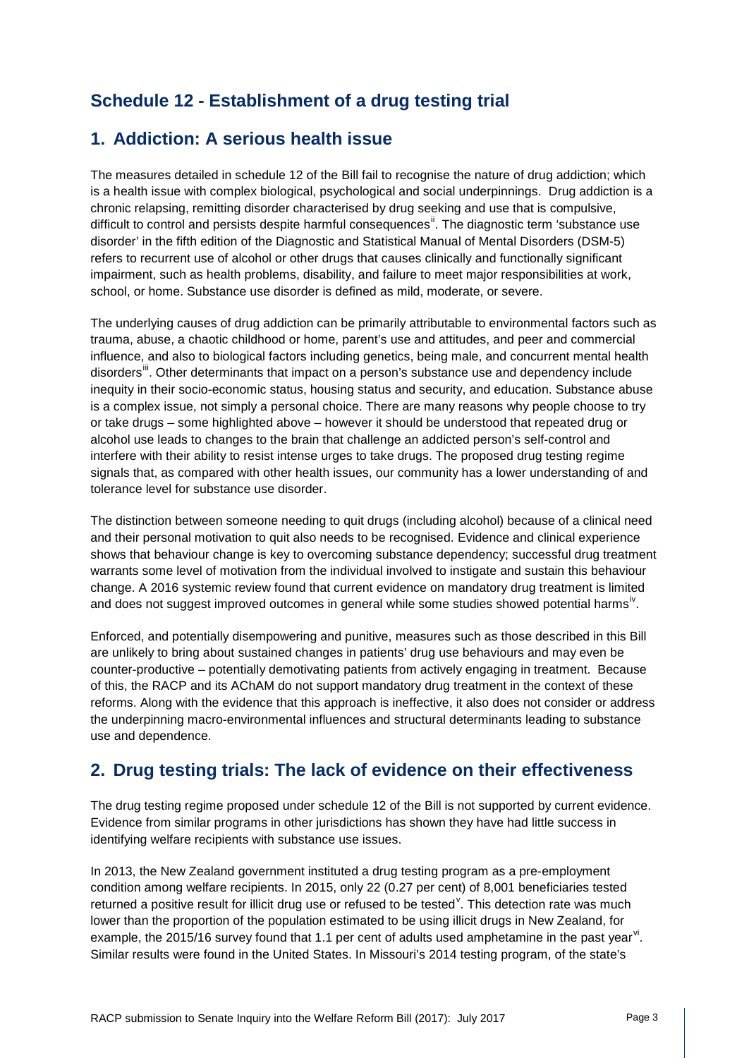## Schedule 12 - Establishment of a drug testing trial

## 1. Addiction: A serious health issue

The measures detailed in schedule 12 of the Bill fail to recognise the nature of drug addiction; which is a health issue with complex biological, psychological and social underpinnings. Drug addiction is a chronic relapsing, remitting disorder characterised by drug seeking and use that is compulsive, difficult to control and persists despite harmful consequences[ii]. The diagnostic term 'substance use disorder' in the fifth edition of the Diagnostic and Statistical Manual of Mental Disorders (DSM-5) refers to recurrent use of alcohol or other drugs that causes clinically and functionally significant impairment, such as health problems, disability, and failure to meet major responsibilities at work, school, or home. Substance use disorder is defined as mild, moderate, or severe.

The underlying causes of drug addiction can be primarily attributable to environmental factors such as trauma, abuse, a chaotic childhood or home, parent's use and attitudes, and peer and commercial influence, and also to biological factors including genetics, being male, and concurrent mental health disorders[iii]. Other determinants that impact on a person's substance use and dependency include inequity in their socio-economic status, housing status and security, and education. Substance abuse is a complex issue, not simply a personal choice. There are many reasons why people choose to try or take drugs – some highlighted above – however it should be understood that repeated drug or alcohol use leads to changes to the brain that challenge an addicted person's self-control and interfere with their ability to resist intense urges to take drugs. The proposed drug testing regime signals that, as compared with other health issues, our community has a lower understanding of and tolerance level for substance use disorder.

The distinction between someone needing to quit drugs (including alcohol) because of a clinical need and their personal motivation to quit also needs to be recognised. Evidence and clinical experience shows that behaviour change is key to overcoming substance dependency; successful drug treatment warrants some level of motivation from the individual involved to instigate and sustain this behaviour change. A 2016 systemic review found that current evidence on mandatory drug treatment is limited and does not suggest improved outcomes in general while some studies showed potential harms[iv].

Enforced, and potentially disempowering and punitive, measures such as those described in this Bill are unlikely to bring about sustained changes in patients' drug use behaviours and may even be counter-productive – potentially demotivating patients from actively engaging in treatment. Because of this, the RACP and its AChAM do not support mandatory drug treatment in the context of these reforms. Along with the evidence that this approach is ineffective, it also does not consider or address the underpinning macro-environmental influences and structural determinants leading to substance use and dependence.

## 2. Drug testing trials: The lack of evidence on their effectiveness

The drug testing regime proposed under schedule 12 of the Bill is not supported by current evidence. Evidence from similar programs in other jurisdictions has shown they have had little success in identifying welfare recipients with substance use issues.

In 2013, the New Zealand government instituted a drug testing program as a pre-employment condition among welfare recipients. In 2015, only 22 (0.27 per cent) of 8,001 beneficiaries tested returned a positive result for illicit drug use or refused to be tested[v]. This detection rate was much lower than the proportion of the population estimated to be using illicit drugs in New Zealand, for example, the 2015/16 survey found that 1.1 per cent of adults used amphetamine in the past year[vi]. Similar results were found in the United States. In Missouri's 2014 testing program, of the state's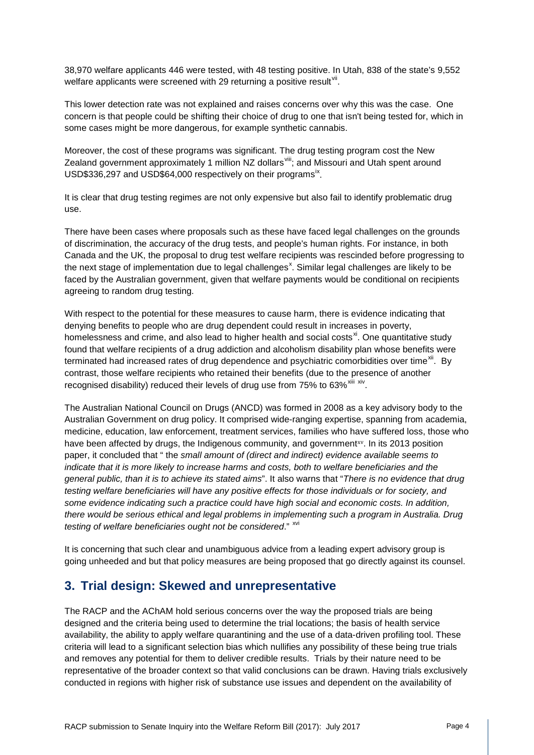38,970 welfare applicants 446 were tested, with 48 testing positive. In Utah, 838 of the state's 9,552 welfare applicants were screened with 29 returning a positive result[vii].

This lower detection rate was not explained and raises concerns over why this was the case. One concern is that people could be shifting their choice of drug to one that isn't being tested for, which in some cases might be more dangerous, for example synthetic cannabis.

Moreover, the cost of these programs was significant. The drug testing program cost the New Zealand government approximately 1 million NZ dollars[viii]; and Missouri and Utah spent around USD$336,297 and USD$64,000 respectively on their programs[ix].

It is clear that drug testing regimes are not only expensive but also fail to identify problematic drug use.

There have been cases where proposals such as these have faced legal challenges on the grounds of discrimination, the accuracy of the drug tests, and people's human rights. For instance, in both Canada and the UK, the proposal to drug test welfare recipients was rescinded before progressing to the next stage of implementation due to legal challenges[x]. Similar legal challenges are likely to be faced by the Australian government, given that welfare payments would be conditional on recipients agreeing to random drug testing.

With respect to the potential for these measures to cause harm, there is evidence indicating that denying benefits to people who are drug dependent could result in increases in poverty, homelessness and crime, and also lead to higher health and social costs[xi]. One quantitative study found that welfare recipients of a drug addiction and alcoholism disability plan whose benefits were terminated had increased rates of drug dependence and psychiatric comorbidities over time[xii]. By contrast, those welfare recipients who retained their benefits (due to the presence of another recognised disability) reduced their levels of drug use from 75% to 63%[xiii xiv].

The Australian National Council on Drugs (ANCD) was formed in 2008 as a key advisory body to the Australian Government on drug policy. It comprised wide-ranging expertise, spanning from academia, medicine, education, law enforcement, treatment services, families who have suffered loss, those who have been affected by drugs, the Indigenous community, and government[xv]. In its 2013 position paper, it concluded that " the *small amount of (direct and indirect) evidence available seems to indicate that it is more likely to increase harms and costs, both to welfare beneficiaries and the general public, than it is to achieve its stated aims*". It also warns that "*There is no evidence that drug testing welfare beneficiaries will have any positive effects for those individuals or for society, and some evidence indicating such a practice could have high social and economic costs. In addition, there would be serious ethical and legal problems in implementing such a program in Australia. Drug testing of welfare beneficiaries ought not be considered*." [xvi]

It is concerning that such clear and unambiguous advice from a leading expert advisory group is going unheeded and but that policy measures are being proposed that go directly against its counsel.

## 3. Trial design: Skewed and unrepresentative

The RACP and the AChAM hold serious concerns over the way the proposed trials are being designed and the criteria being used to determine the trial locations; the basis of health service availability, the ability to apply welfare quarantining and the use of a data-driven profiling tool. These criteria will lead to a significant selection bias which nullifies any possibility of these being true trials and removes any potential for them to deliver credible results. Trials by their nature need to be representative of the broader context so that valid conclusions can be drawn. Having trials exclusively conducted in regions with higher risk of substance use issues and dependent on the availability of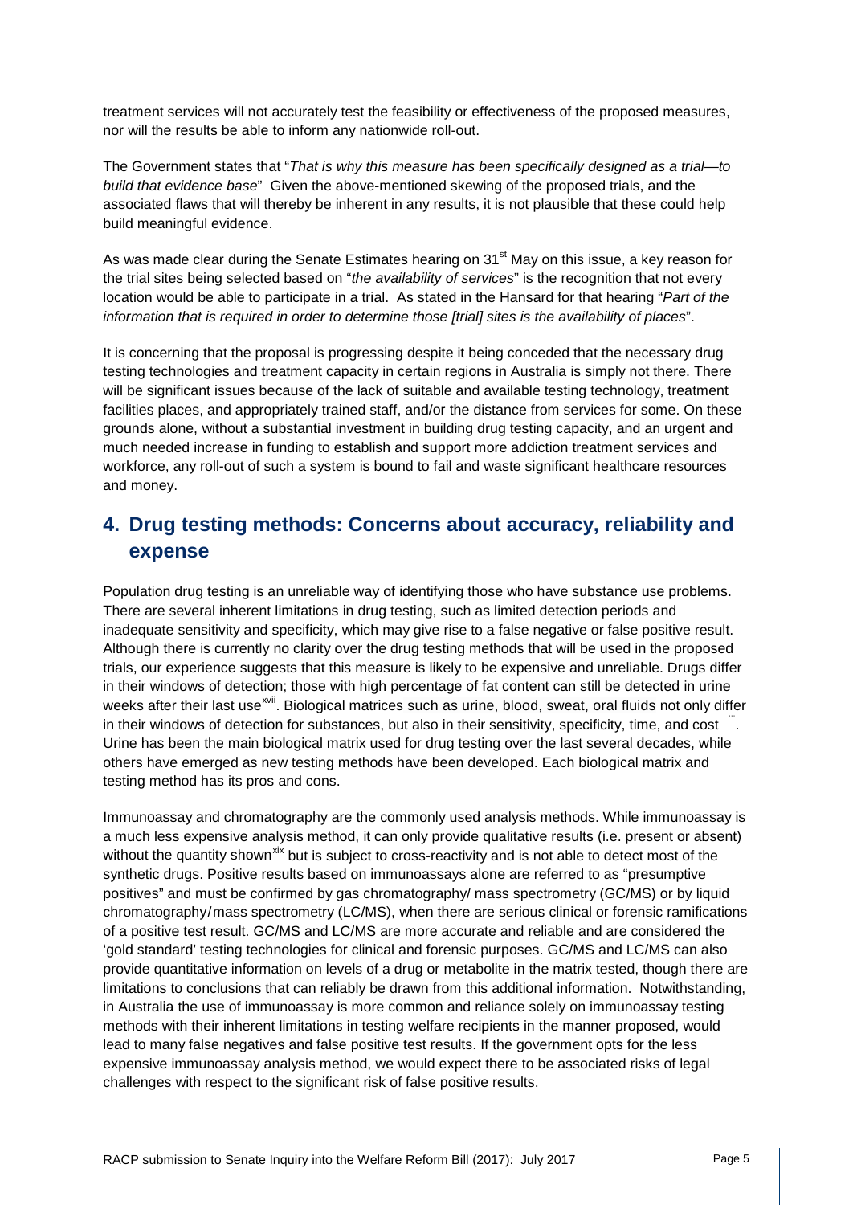treatment services will not accurately test the feasibility or effectiveness of the proposed measures, nor will the results be able to inform any nationwide roll-out.

The Government states that "*That is why this measure has been specifically designed as a trial—to build that evidence base*" Given the above-mentioned skewing of the proposed trials, and the associated flaws that will thereby be inherent in any results, it is not plausible that these could help build meaningful evidence.

As was made clear during the Senate Estimates hearing on 31st May on this issue, a key reason for the trial sites being selected based on "*the availability of services*" is the recognition that not every location would be able to participate in a trial. As stated in the Hansard for that hearing "*Part of the information that is required in order to determine those [trial] sites is the availability of places*".

It is concerning that the proposal is progressing despite it being conceded that the necessary drug testing technologies and treatment capacity in certain regions in Australia is simply not there. There will be significant issues because of the lack of suitable and available testing technology, treatment facilities places, and appropriately trained staff, and/or the distance from services for some. On these grounds alone, without a substantial investment in building drug testing capacity, and an urgent and much needed increase in funding to establish and support more addiction treatment services and workforce, any roll-out of such a system is bound to fail and waste significant healthcare resources and money.

## 4. Drug testing methods: Concerns about accuracy, reliability and expense

Population drug testing is an unreliable way of identifying those who have substance use problems. There are several inherent limitations in drug testing, such as limited detection periods and inadequate sensitivity and specificity, which may give rise to a false negative or false positive result. Although there is currently no clarity over the drug testing methods that will be used in the proposed trials, our experience suggests that this measure is likely to be expensive and unreliable. Drugs differ in their windows of detection; those with high percentage of fat content can still be detected in urine weeks after their last use[xvii]. Biological matrices such as urine, blood, sweat, oral fluids not only differ in their windows of detection for substances, but also in their sensitivity, specificity, time, and cost[xviii]. Urine has been the main biological matrix used for drug testing over the last several decades, while others have emerged as new testing methods have been developed. Each biological matrix and testing method has its pros and cons.

Immunoassay and chromatography are the commonly used analysis methods. While immunoassay is a much less expensive analysis method, it can only provide qualitative results (i.e. present or absent) without the quantity shown[xix] but is subject to cross-reactivity and is not able to detect most of the synthetic drugs. Positive results based on immunoassays alone are referred to as "presumptive positives" and must be confirmed by gas chromatography/ mass spectrometry (GC/MS) or by liquid chromatography/mass spectrometry (LC/MS), when there are serious clinical or forensic ramifications of a positive test result. GC/MS and LC/MS are more accurate and reliable and are considered the 'gold standard' testing technologies for clinical and forensic purposes. GC/MS and LC/MS can also provide quantitative information on levels of a drug or metabolite in the matrix tested, though there are limitations to conclusions that can reliably be drawn from this additional information. Notwithstanding, in Australia the use of immunoassay is more common and reliance solely on immunoassay testing methods with their inherent limitations in testing welfare recipients in the manner proposed, would lead to many false negatives and false positive test results. If the government opts for the less expensive immunoassay analysis method, we would expect there to be associated risks of legal challenges with respect to the significant risk of false positive results.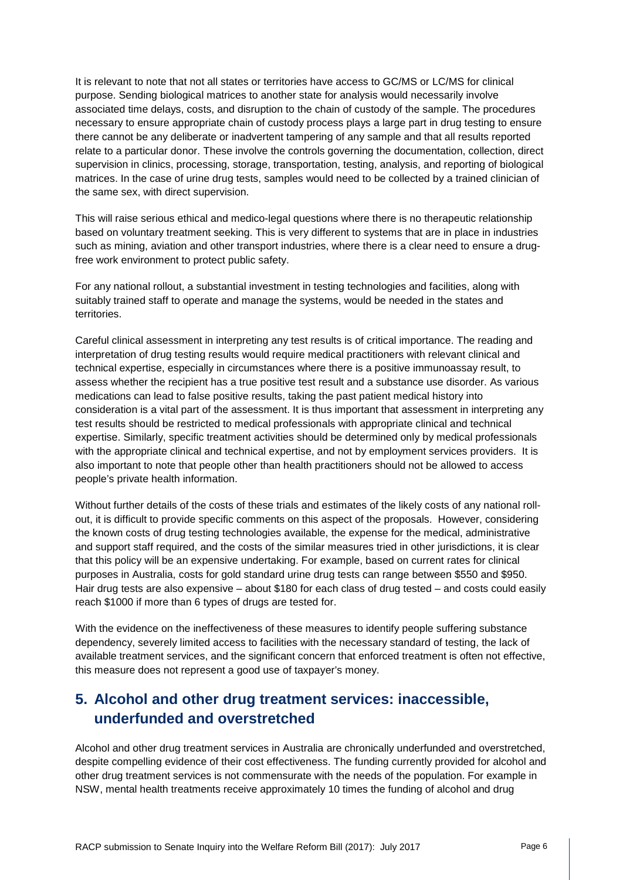It is relevant to note that not all states or territories have access to GC/MS or LC/MS for clinical purpose. Sending biological matrices to another state for analysis would necessarily involve associated time delays, costs, and disruption to the chain of custody of the sample. The procedures necessary to ensure appropriate chain of custody process plays a large part in drug testing to ensure there cannot be any deliberate or inadvertent tampering of any sample and that all results reported relate to a particular donor. These involve the controls governing the documentation, collection, direct supervision in clinics, processing, storage, transportation, testing, analysis, and reporting of biological matrices. In the case of urine drug tests, samples would need to be collected by a trained clinician of the same sex, with direct supervision.

This will raise serious ethical and medico-legal questions where there is no therapeutic relationship based on voluntary treatment seeking. This is very different to systems that are in place in industries such as mining, aviation and other transport industries, where there is a clear need to ensure a drug-free work environment to protect public safety.

For any national rollout, a substantial investment in testing technologies and facilities, along with suitably trained staff to operate and manage the systems, would be needed in the states and territories.

Careful clinical assessment in interpreting any test results is of critical importance. The reading and interpretation of drug testing results would require medical practitioners with relevant clinical and technical expertise, especially in circumstances where there is a positive immunoassay result, to assess whether the recipient has a true positive test result and a substance use disorder. As various medications can lead to false positive results, taking the past patient medical history into consideration is a vital part of the assessment. It is thus important that assessment in interpreting any test results should be restricted to medical professionals with appropriate clinical and technical expertise. Similarly, specific treatment activities should be determined only by medical professionals with the appropriate clinical and technical expertise, and not by employment services providers. It is also important to note that people other than health practitioners should not be allowed to access people's private health information.

Without further details of the costs of these trials and estimates of the likely costs of any national roll-out, it is difficult to provide specific comments on this aspect of the proposals. However, considering the known costs of drug testing technologies available, the expense for the medical, administrative and support staff required, and the costs of the similar measures tried in other jurisdictions, it is clear that this policy will be an expensive undertaking. For example, based on current rates for clinical purposes in Australia, costs for gold standard urine drug tests can range between $550 and $950. Hair drug tests are also expensive – about $180 for each class of drug tested – and costs could easily reach $1000 if more than 6 types of drugs are tested for.

With the evidence on the ineffectiveness of these measures to identify people suffering substance dependency, severely limited access to facilities with the necessary standard of testing, the lack of available treatment services, and the significant concern that enforced treatment is often not effective, this measure does not represent a good use of taxpayer's money.

## 5. Alcohol and other drug treatment services: inaccessible, underfunded and overstretched

Alcohol and other drug treatment services in Australia are chronically underfunded and overstretched, despite compelling evidence of their cost effectiveness. The funding currently provided for alcohol and other drug treatment services is not commensurate with the needs of the population. For example in NSW, mental health treatments receive approximately 10 times the funding of alcohol and drug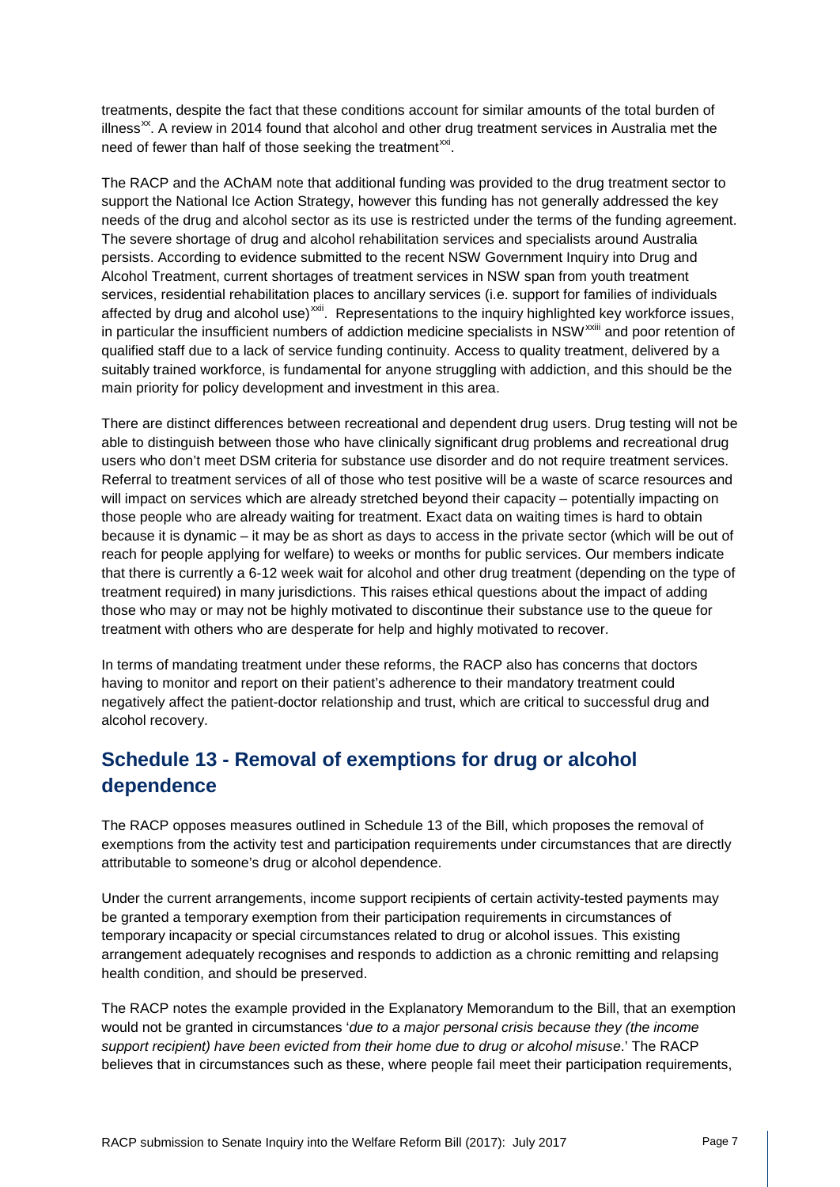treatments, despite the fact that these conditions account for similar amounts of the total burden of illness[xx]. A review in 2014 found that alcohol and other drug treatment services in Australia met the need of fewer than half of those seeking the treatment[xxi].

The RACP and the AChAM note that additional funding was provided to the drug treatment sector to support the National Ice Action Strategy, however this funding has not generally addressed the key needs of the drug and alcohol sector as its use is restricted under the terms of the funding agreement. The severe shortage of drug and alcohol rehabilitation services and specialists around Australia persists. According to evidence submitted to the recent NSW Government Inquiry into Drug and Alcohol Treatment, current shortages of treatment services in NSW span from youth treatment services, residential rehabilitation places to ancillary services (i.e. support for families of individuals affected by drug and alcohol use)[xxii]. Representations to the inquiry highlighted key workforce issues, in particular the insufficient numbers of addiction medicine specialists in NSW[xxiii] and poor retention of qualified staff due to a lack of service funding continuity. Access to quality treatment, delivered by a suitably trained workforce, is fundamental for anyone struggling with addiction, and this should be the main priority for policy development and investment in this area.

There are distinct differences between recreational and dependent drug users. Drug testing will not be able to distinguish between those who have clinically significant drug problems and recreational drug users who don't meet DSM criteria for substance use disorder and do not require treatment services. Referral to treatment services of all of those who test positive will be a waste of scarce resources and will impact on services which are already stretched beyond their capacity – potentially impacting on those people who are already waiting for treatment. Exact data on waiting times is hard to obtain because it is dynamic – it may be as short as days to access in the private sector (which will be out of reach for people applying for welfare) to weeks or months for public services. Our members indicate that there is currently a 6-12 week wait for alcohol and other drug treatment (depending on the type of treatment required) in many jurisdictions. This raises ethical questions about the impact of adding those who may or may not be highly motivated to discontinue their substance use to the queue for treatment with others who are desperate for help and highly motivated to recover.

In terms of mandating treatment under these reforms, the RACP also has concerns that doctors having to monitor and report on their patient's adherence to their mandatory treatment could negatively affect the patient-doctor relationship and trust, which are critical to successful drug and alcohol recovery.

## Schedule 13 - Removal of exemptions for drug or alcohol dependence

The RACP opposes measures outlined in Schedule 13 of the Bill, which proposes the removal of exemptions from the activity test and participation requirements under circumstances that are directly attributable to someone's drug or alcohol dependence.

Under the current arrangements, income support recipients of certain activity-tested payments may be granted a temporary exemption from their participation requirements in circumstances of temporary incapacity or special circumstances related to drug or alcohol issues. This existing arrangement adequately recognises and responds to addiction as a chronic remitting and relapsing health condition, and should be preserved.

The RACP notes the example provided in the Explanatory Memorandum to the Bill, that an exemption would not be granted in circumstances '*due to a major personal crisis because they (the income support recipient) have been evicted from their home due to drug or alcohol misuse*.' The RACP believes that in circumstances such as these, where people fail meet their participation requirements,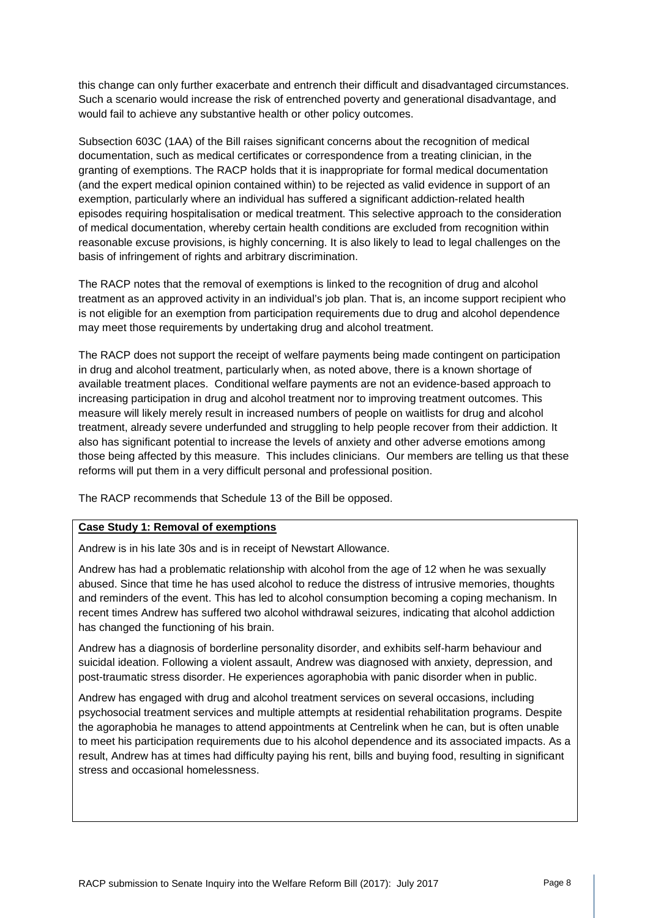this change can only further exacerbate and entrench their difficult and disadvantaged circumstances. Such a scenario would increase the risk of entrenched poverty and generational disadvantage, and would fail to achieve any substantive health or other policy outcomes.

Subsection 603C (1AA) of the Bill raises significant concerns about the recognition of medical documentation, such as medical certificates or correspondence from a treating clinician, in the granting of exemptions. The RACP holds that it is inappropriate for formal medical documentation (and the expert medical opinion contained within) to be rejected as valid evidence in support of an exemption, particularly where an individual has suffered a significant addiction-related health episodes requiring hospitalisation or medical treatment. This selective approach to the consideration of medical documentation, whereby certain health conditions are excluded from recognition within reasonable excuse provisions, is highly concerning. It is also likely to lead to legal challenges on the basis of infringement of rights and arbitrary discrimination.

The RACP notes that the removal of exemptions is linked to the recognition of drug and alcohol treatment as an approved activity in an individual's job plan. That is, an income support recipient who is not eligible for an exemption from participation requirements due to drug and alcohol dependence may meet those requirements by undertaking drug and alcohol treatment.

The RACP does not support the receipt of welfare payments being made contingent on participation in drug and alcohol treatment, particularly when, as noted above, there is a known shortage of available treatment places. Conditional welfare payments are not an evidence-based approach to increasing participation in drug and alcohol treatment nor to improving treatment outcomes. This measure will likely merely result in increased numbers of people on waitlists for drug and alcohol treatment, already severe underfunded and struggling to help people recover from their addiction. It also has significant potential to increase the levels of anxiety and other adverse emotions among those being affected by this measure. This includes clinicians. Our members are telling us that these reforms will put them in a very difficult personal and professional position.

The RACP recommends that Schedule 13 of the Bill be opposed.

**Case Study 1: Removal of exemptions**

Andrew is in his late 30s and is in receipt of Newstart Allowance.

Andrew has had a problematic relationship with alcohol from the age of 12 when he was sexually abused. Since that time he has used alcohol to reduce the distress of intrusive memories, thoughts and reminders of the event. This has led to alcohol consumption becoming a coping mechanism. In recent times Andrew has suffered two alcohol withdrawal seizures, indicating that alcohol addiction has changed the functioning of his brain.

Andrew has a diagnosis of borderline personality disorder, and exhibits self-harm behaviour and suicidal ideation. Following a violent assault, Andrew was diagnosed with anxiety, depression, and post-traumatic stress disorder. He experiences agoraphobia with panic disorder when in public.

Andrew has engaged with drug and alcohol treatment services on several occasions, including psychosocial treatment services and multiple attempts at residential rehabilitation programs. Despite the agoraphobia he manages to attend appointments at Centrelink when he can, but is often unable to meet his participation requirements due to his alcohol dependence and its associated impacts. As a result, Andrew has at times had difficulty paying his rent, bills and buying food, resulting in significant stress and occasional homelessness.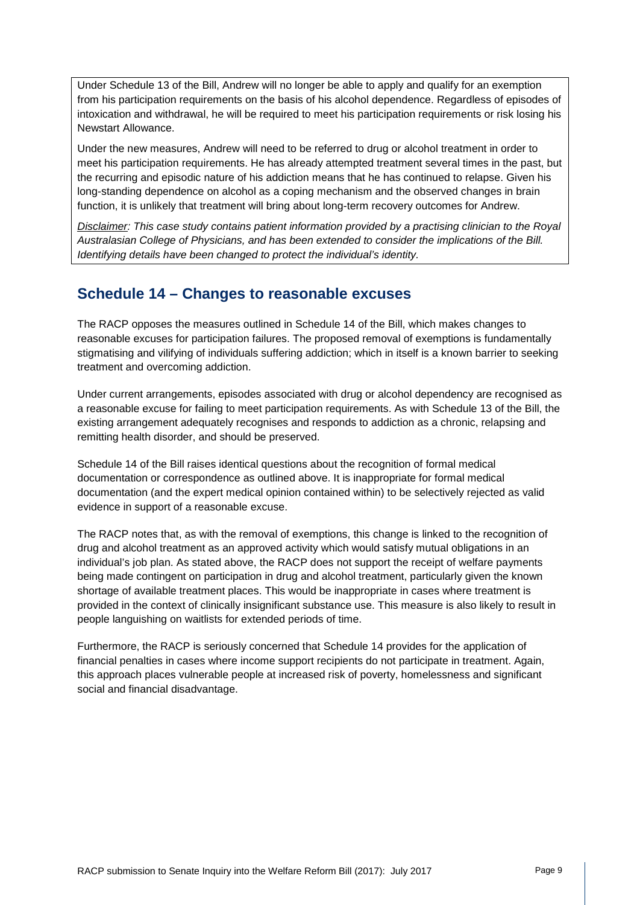Under Schedule 13 of the Bill, Andrew will no longer be able to apply and qualify for an exemption from his participation requirements on the basis of his alcohol dependence. Regardless of episodes of intoxication and withdrawal, he will be required to meet his participation requirements or risk losing his Newstart Allowance.

Under the new measures, Andrew will need to be referred to drug or alcohol treatment in order to meet his participation requirements. He has already attempted treatment several times in the past, but the recurring and episodic nature of his addiction means that he has continued to relapse. Given his long-standing dependence on alcohol as a coping mechanism and the observed changes in brain function, it is unlikely that treatment will bring about long-term recovery outcomes for Andrew.

*Disclaimer: This case study contains patient information provided by a practising clinician to the Royal Australasian College of Physicians, and has been extended to consider the implications of the Bill. Identifying details have been changed to protect the individual's identity.*

## Schedule 14 – Changes to reasonable excuses

The RACP opposes the measures outlined in Schedule 14 of the Bill, which makes changes to reasonable excuses for participation failures. The proposed removal of exemptions is fundamentally stigmatising and vilifying of individuals suffering addiction; which in itself is a known barrier to seeking treatment and overcoming addiction.

Under current arrangements, episodes associated with drug or alcohol dependency are recognised as a reasonable excuse for failing to meet participation requirements. As with Schedule 13 of the Bill, the existing arrangement adequately recognises and responds to addiction as a chronic, relapsing and remitting health disorder, and should be preserved.

Schedule 14 of the Bill raises identical questions about the recognition of formal medical documentation or correspondence as outlined above. It is inappropriate for formal medical documentation (and the expert medical opinion contained within) to be selectively rejected as valid evidence in support of a reasonable excuse.

The RACP notes that, as with the removal of exemptions, this change is linked to the recognition of drug and alcohol treatment as an approved activity which would satisfy mutual obligations in an individual's job plan. As stated above, the RACP does not support the receipt of welfare payments being made contingent on participation in drug and alcohol treatment, particularly given the known shortage of available treatment places. This would be inappropriate in cases where treatment is provided in the context of clinically insignificant substance use. This measure is also likely to result in people languishing on waitlists for extended periods of time.

Furthermore, the RACP is seriously concerned that Schedule 14 provides for the application of financial penalties in cases where income support recipients do not participate in treatment. Again, this approach places vulnerable people at increased risk of poverty, homelessness and significant social and financial disadvantage.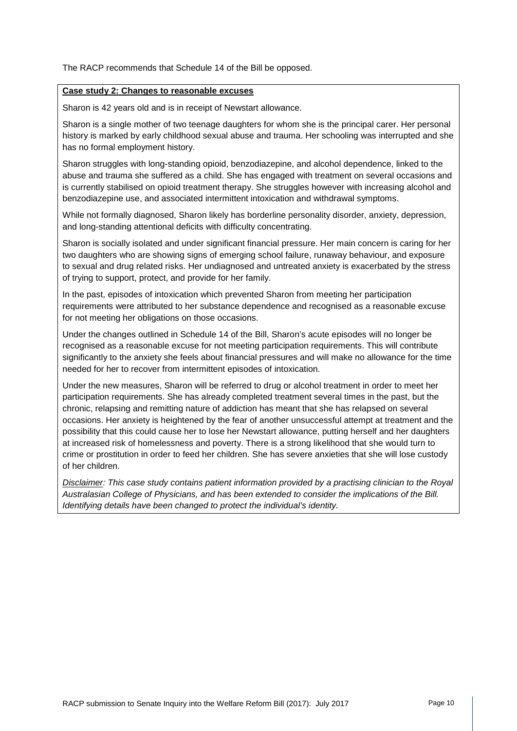The RACP recommends that Schedule 14 of the Bill be opposed.

**Case study 2: Changes to reasonable excuses**

Sharon is 42 years old and is in receipt of Newstart allowance.

Sharon is a single mother of two teenage daughters for whom she is the principal carer. Her personal history is marked by early childhood sexual abuse and trauma. Her schooling was interrupted and she has no formal employment history.

Sharon struggles with long-standing opioid, benzodiazepine, and alcohol dependence, linked to the abuse and trauma she suffered as a child. She has engaged with treatment on several occasions and is currently stabilised on opioid treatment therapy. She struggles however with increasing alcohol and benzodiazepine use, and associated intermittent intoxication and withdrawal symptoms.

While not formally diagnosed, Sharon likely has borderline personality disorder, anxiety, depression, and long-standing attentional deficits with difficulty concentrating.

Sharon is socially isolated and under significant financial pressure. Her main concern is caring for her two daughters who are showing signs of emerging school failure, runaway behaviour, and exposure to sexual and drug related risks. Her undiagnosed and untreated anxiety is exacerbated by the stress of trying to support, protect, and provide for her family.

In the past, episodes of intoxication which prevented Sharon from meeting her participation requirements were attributed to her substance dependence and recognised as a reasonable excuse for not meeting her obligations on those occasions.

Under the changes outlined in Schedule 14 of the Bill, Sharon's acute episodes will no longer be recognised as a reasonable excuse for not meeting participation requirements. This will contribute significantly to the anxiety she feels about financial pressures and will make no allowance for the time needed for her to recover from intermittent episodes of intoxication.

Under the new measures, Sharon will be referred to drug or alcohol treatment in order to meet her participation requirements. She has already completed treatment several times in the past, but the chronic, relapsing and remitting nature of addiction has meant that she has relapsed on several occasions. Her anxiety is heightened by the fear of another unsuccessful attempt at treatment and the possibility that this could cause her to lose her Newstart allowance, putting herself and her daughters at increased risk of homelessness and poverty. There is a strong likelihood that she would turn to crime or prostitution in order to feed her children. She has severe anxieties that she will lose custody of her children.

*Disclaimer: This case study contains patient information provided by a practising clinician to the Royal Australasian College of Physicians, and has been extended to consider the implications of the Bill. Identifying details have been changed to protect the individual's identity.*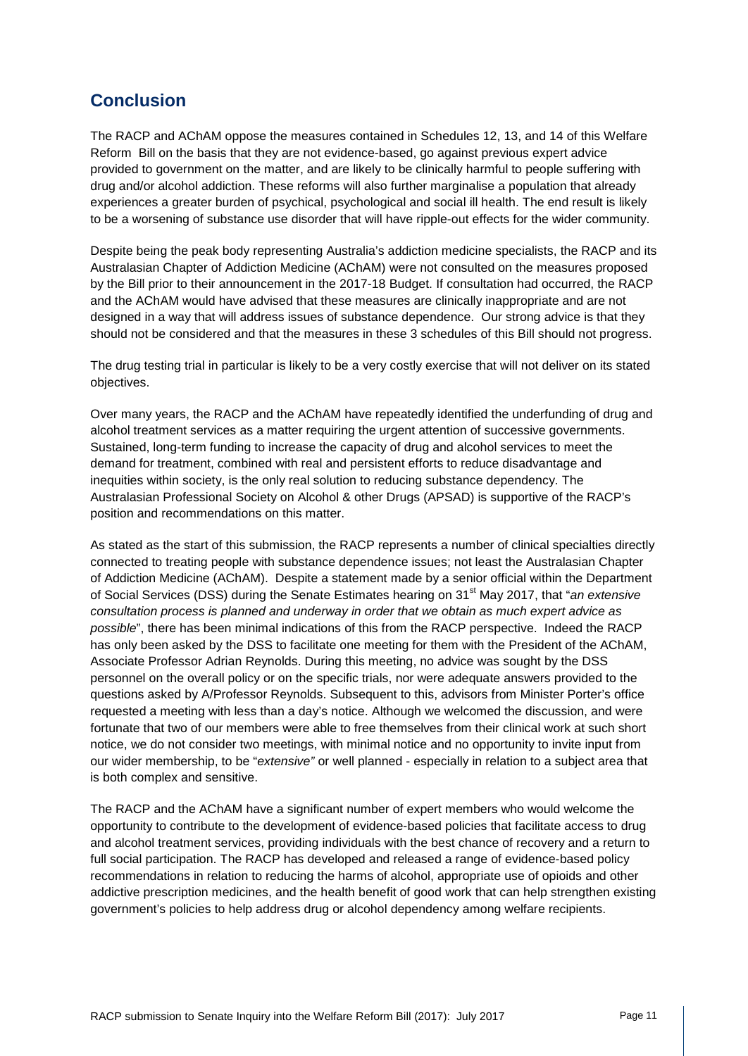## Conclusion

The RACP and AChAM oppose the measures contained in Schedules 12, 13, and 14 of this Welfare Reform Bill on the basis that they are not evidence-based, go against previous expert advice provided to government on the matter, and are likely to be clinically harmful to people suffering with drug and/or alcohol addiction. These reforms will also further marginalise a population that already experiences a greater burden of psychical, psychological and social ill health. The end result is likely to be a worsening of substance use disorder that will have ripple-out effects for the wider community.

Despite being the peak body representing Australia's addiction medicine specialists, the RACP and its Australasian Chapter of Addiction Medicine (AChAM) were not consulted on the measures proposed by the Bill prior to their announcement in the 2017-18 Budget. If consultation had occurred, the RACP and the AChAM would have advised that these measures are clinically inappropriate and are not designed in a way that will address issues of substance dependence. Our strong advice is that they should not be considered and that the measures in these 3 schedules of this Bill should not progress.

The drug testing trial in particular is likely to be a very costly exercise that will not deliver on its stated objectives.

Over many years, the RACP and the AChAM have repeatedly identified the underfunding of drug and alcohol treatment services as a matter requiring the urgent attention of successive governments. Sustained, long-term funding to increase the capacity of drug and alcohol services to meet the demand for treatment, combined with real and persistent efforts to reduce disadvantage and inequities within society, is the only real solution to reducing substance dependency. The Australasian Professional Society on Alcohol & other Drugs (APSAD) is supportive of the RACP's position and recommendations on this matter.

As stated as the start of this submission, the RACP represents a number of clinical specialties directly connected to treating people with substance dependence issues; not least the Australasian Chapter of Addiction Medicine (AChAM). Despite a statement made by a senior official within the Department of Social Services (DSS) during the Senate Estimates hearing on 31st May 2017, that "*an extensive consultation process is planned and underway in order that we obtain as much expert advice as possible*", there has been minimal indications of this from the RACP perspective. Indeed the RACP has only been asked by the DSS to facilitate one meeting for them with the President of the AChAM, Associate Professor Adrian Reynolds. During this meeting, no advice was sought by the DSS personnel on the overall policy or on the specific trials, nor were adequate answers provided to the questions asked by A/Professor Reynolds. Subsequent to this, advisors from Minister Porter's office requested a meeting with less than a day's notice. Although we welcomed the discussion, and were fortunate that two of our members were able to free themselves from their clinical work at such short notice, we do not consider two meetings, with minimal notice and no opportunity to invite input from our wider membership, to be "*extensive"* or well planned - especially in relation to a subject area that is both complex and sensitive.

The RACP and the AChAM have a significant number of expert members who would welcome the opportunity to contribute to the development of evidence-based policies that facilitate access to drug and alcohol treatment services, providing individuals with the best chance of recovery and a return to full social participation. The RACP has developed and released a range of evidence-based policy recommendations in relation to reducing the harms of alcohol, appropriate use of opioids and other addictive prescription medicines, and the health benefit of good work that can help strengthen existing government's policies to help address drug or alcohol dependency among welfare recipients.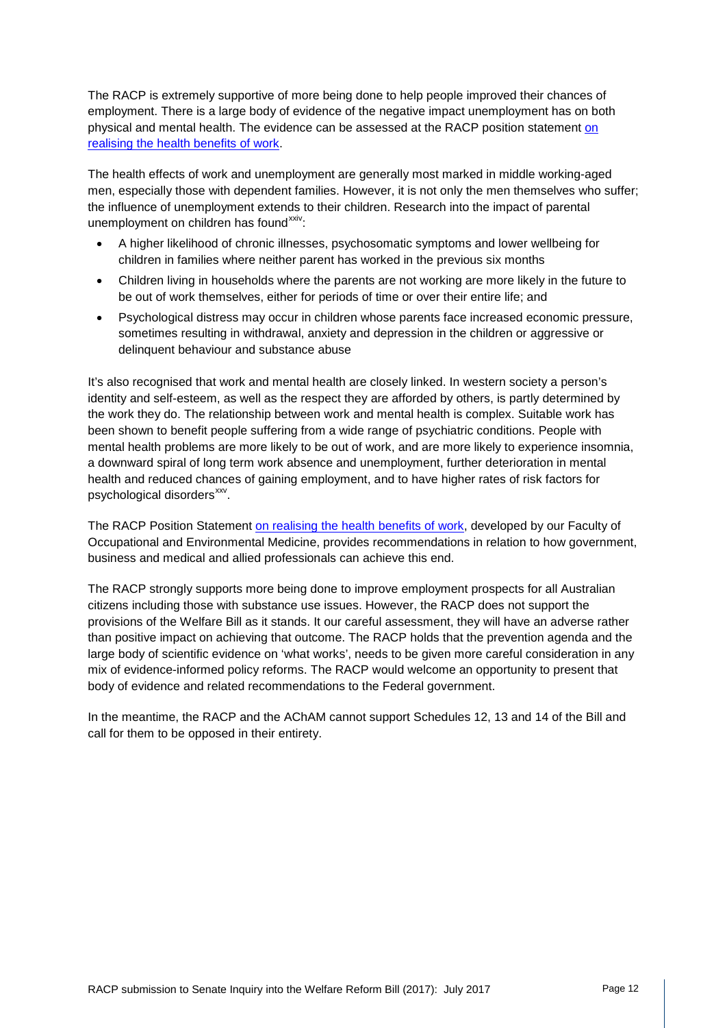The RACP is extremely supportive of more being done to help people improved their chances of employment. There is a large body of evidence of the negative impact unemployment has on both physical and mental health. The evidence can be assessed at the RACP position statement on realising the health benefits of work.

The health effects of work and unemployment are generally most marked in middle working-aged men, especially those with dependent families. However, it is not only the men themselves who suffer; the influence of unemployment extends to their children. Research into the impact of parental unemployment on children has found[xxiv]:

- A higher likelihood of chronic illnesses, psychosomatic symptoms and lower wellbeing for children in families where neither parent has worked in the previous six months
- Children living in households where the parents are not working are more likely in the future to be out of work themselves, either for periods of time or over their entire life; and
- Psychological distress may occur in children whose parents face increased economic pressure, sometimes resulting in withdrawal, anxiety and depression in the children or aggressive or delinquent behaviour and substance abuse

It's also recognised that work and mental health are closely linked. In western society a person's identity and self-esteem, as well as the respect they are afforded by others, is partly determined by the work they do. The relationship between work and mental health is complex. Suitable work has been shown to benefit people suffering from a wide range of psychiatric conditions. People with mental health problems are more likely to be out of work, and are more likely to experience insomnia, a downward spiral of long term work absence and unemployment, further deterioration in mental health and reduced chances of gaining employment, and to have higher rates of risk factors for psychological disorders[xxv].

The RACP Position Statement on realising the health benefits of work, developed by our Faculty of Occupational and Environmental Medicine, provides recommendations in relation to how government, business and medical and allied professionals can achieve this end.

The RACP strongly supports more being done to improve employment prospects for all Australian citizens including those with substance use issues. However, the RACP does not support the provisions of the Welfare Bill as it stands. It our careful assessment, they will have an adverse rather than positive impact on achieving that outcome. The RACP holds that the prevention agenda and the large body of scientific evidence on 'what works', needs to be given more careful consideration in any mix of evidence-informed policy reforms. The RACP would welcome an opportunity to present that body of evidence and related recommendations to the Federal government.

In the meantime, the RACP and the AChAM cannot support Schedules 12, 13 and 14 of the Bill and call for them to be opposed in their entirety.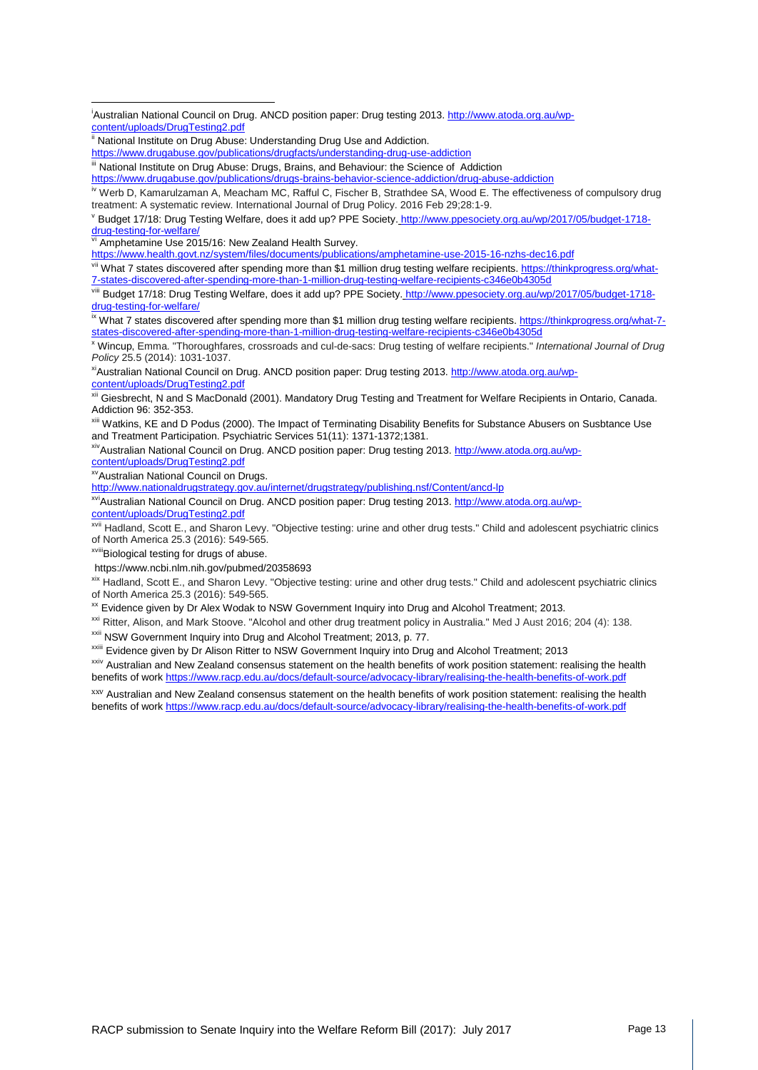[i] Australian National Council on Drug. ANCD position paper: Drug testing 2013. http://www.atoda.org.au/wp-content/uploads/DrugTesting2.pdf

[ii] National Institute on Drug Abuse: Understanding Drug Use and Addiction. https://www.drugabuse.gov/publications/drugfacts/understanding-drug-use-addiction

[iii] National Institute on Drug Abuse: Drugs, Brains, and Behaviour: the Science of Addiction https://www.drugabuse.gov/publications/drugs-brains-behavior-science-addiction/drug-abuse-addiction

[iv] Werb D, Kamarulzaman A, Meacham MC, Rafful C, Fischer B, Strathdee SA, Wood E. The effectiveness of compulsory drug treatment: A systematic review. International Journal of Drug Policy. 2016 Feb 29;28:1-9.

[v] Budget 17/18: Drug Testing Welfare, does it add up? PPE Society. http://www.ppesociety.org.au/wp/2017/05/budget-1718-drug-testing-for-welfare/

[vi] Amphetamine Use 2015/16: New Zealand Health Survey. https://www.health.govt.nz/system/files/documents/publications/amphetamine-use-2015-16-nzhs-dec16.pdf

[vii] What 7 states discovered after spending more than $1 million drug testing welfare recipients. https://thinkprogress.org/what-7-states-discovered-after-spending-more-than-1-million-drug-testing-welfare-recipients-c346e0b4305d

[viii] Budget 17/18: Drug Testing Welfare, does it add up? PPE Society. http://www.ppesociety.org.au/wp/2017/05/budget-1718-drug-testing-for-welfare/

[ix] What 7 states discovered after spending more than $1 million drug testing welfare recipients. https://thinkprogress.org/what-7-states-discovered-after-spending-more-than-1-million-drug-testing-welfare-recipients-c346e0b4305d

[x] Wincup, Emma. "Thoroughfares, crossroads and cul-de-sacs: Drug testing of welfare recipients." *International Journal of Drug Policy* 25.5 (2014): 1031-1037.

[xi] Australian National Council on Drug. ANCD position paper: Drug testing 2013. http://www.atoda.org.au/wp-content/uploads/DrugTesting2.pdf

[xii] Giesbrecht, N and S MacDonald (2001). Mandatory Drug Testing and Treatment for Welfare Recipients in Ontario, Canada. Addiction 96: 352-353.

[xiii] Watkins, KE and D Podus (2000). The Impact of Terminating Disability Benefits for Substance Abusers on Susbtance Use and Treatment Participation. Psychiatric Services 51(11): 1371-1372;1381.

[xiv] Australian National Council on Drug. ANCD position paper: Drug testing 2013. http://www.atoda.org.au/wp-content/uploads/DrugTesting2.pdf

[xv] Australian National Council on Drugs. http://www.nationaldrugstrategy.gov.au/internet/drugstrategy/publishing.nsf/Content/ancd-lp

[xvi] Australian National Council on Drug. ANCD position paper: Drug testing 2013. http://www.atoda.org.au/wp-content/uploads/DrugTesting2.pdf

[xvii] Hadland, Scott E., and Sharon Levy. "Objective testing: urine and other drug tests." Child and adolescent psychiatric clinics of North America 25.3 (2016): 549-565.

[xviii] Biological testing for drugs of abuse. https://www.ncbi.nlm.nih.gov/pubmed/20358693

[xix] Hadland, Scott E., and Sharon Levy. "Objective testing: urine and other drug tests." Child and adolescent psychiatric clinics of North America 25.3 (2016): 549-565.

[xx] Evidence given by Dr Alex Wodak to NSW Government Inquiry into Drug and Alcohol Treatment; 2013.

[xxi] Ritter, Alison, and Mark Stoove. "Alcohol and other drug treatment policy in Australia." Med J Aust 2016; 204 (4): 138.

[xxii] NSW Government Inquiry into Drug and Alcohol Treatment; 2013, p. 77.

[xxiii] Evidence given by Dr Alison Ritter to NSW Government Inquiry into Drug and Alcohol Treatment; 2013

[xxiv] Australian and New Zealand consensus statement on the health benefits of work position statement: realising the health benefits of work https://www.racp.edu.au/docs/default-source/advocacy-library/realising-the-health-benefits-of-work.pdf

[xxv] Australian and New Zealand consensus statement on the health benefits of work position statement: realising the health benefits of work https://www.racp.edu.au/docs/default-source/advocacy-library/realising-the-health-benefits-of-work.pdf